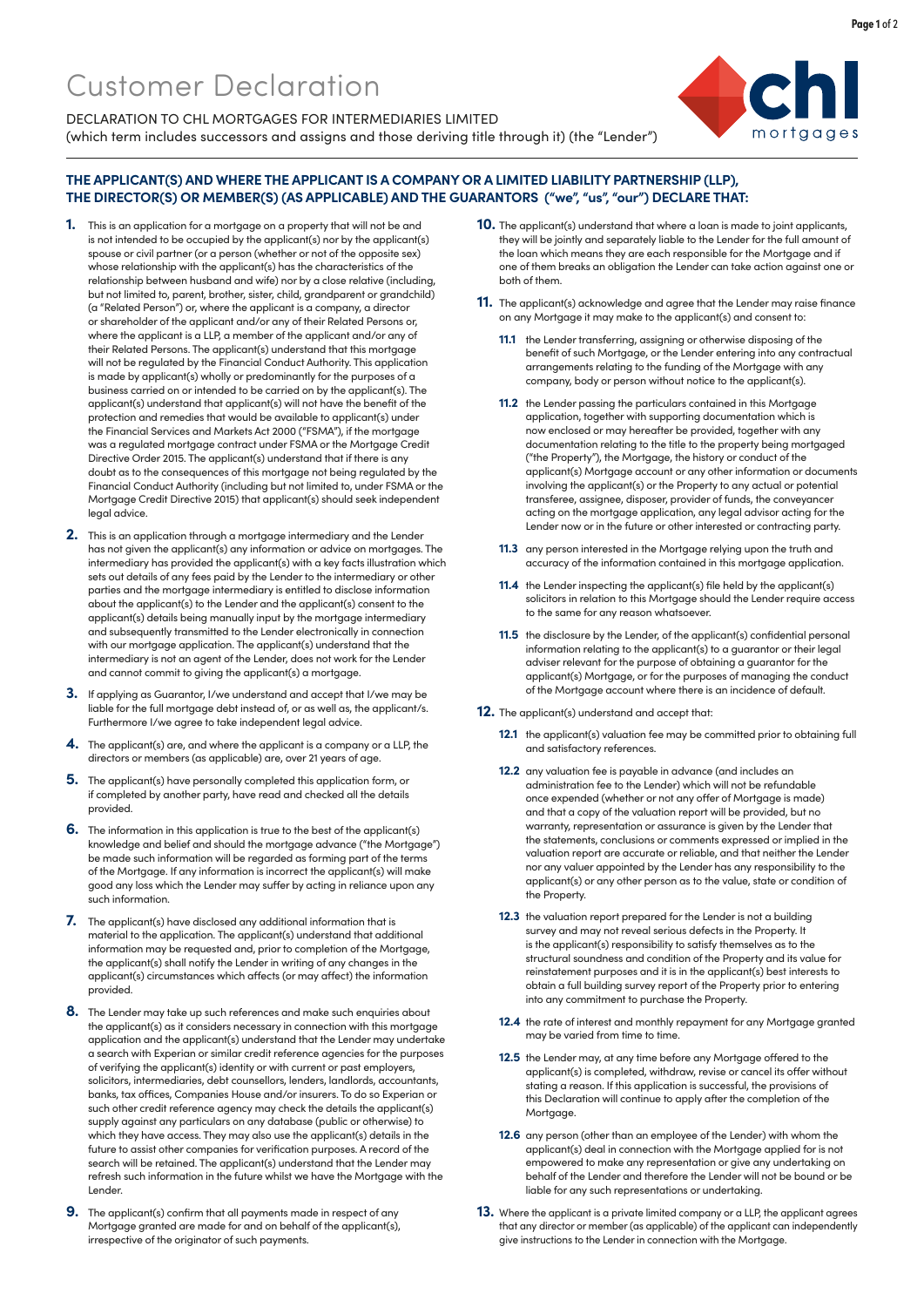# Customer Declaration

DECLARATION TO CHL MORTGAGES FOR INTERMEDIARIES LIMITED
(which term includes successors and assigns and those deriving title through it) (the "Lender")

### THE APPLICANT(S) AND WHERE THE APPLICANT IS A COMPANY OR A LIMITED LIABILITY PARTNERSHIP (LLP), THE DIRECTOR(S) OR MEMBER(S) (AS APPLICABLE) AND THE GUARANTORS ("we", "us", "our") DECLARE THAT:

**1.** This is an application for a mortgage on a property that will not be and is not intended to be occupied by the applicant(s) nor by the applicant(s) spouse or civil partner (or a person (whether or not of the opposite sex) whose relationship with the applicant(s) has the characteristics of the relationship between husband and wife) nor by a close relative (including, but not limited to, parent, brother, sister, child, grandparent or grandchild) (a "Related Person") or, where the applicant is a company, a director or shareholder of the applicant and/or any of their Related Persons or, where the applicant is a LLP, a member of the applicant and/or any of their Related Persons. The applicant(s) understand that this mortgage will not be regulated by the Financial Conduct Authority. This application is made by applicant(s) wholly or predominantly for the purposes of a business carried on or intended to be carried on by the applicant(s). The applicant(s) understand that applicant(s) will not have the benefit of the protection and remedies that would be available to applicant(s) under the Financial Services and Markets Act 2000 ("FSMA"), if the mortgage was a regulated mortgage contract under FSMA or the Mortgage Credit Directive Order 2015. The applicant(s) understand that if there is any doubt as to the consequences of this mortgage not being regulated by the Financial Conduct Authority (including but not limited to, under FSMA or the Mortgage Credit Directive 2015) that applicant(s) should seek independent legal advice.

**2.** This is an application through a mortgage intermediary and the Lender has not given the applicant(s) any information or advice on mortgages. The intermediary has provided the applicant(s) with a key facts illustration which sets out details of any fees paid by the Lender to the intermediary or other parties and the mortgage intermediary is entitled to disclose information about the applicant(s) to the Lender and the applicant(s) consent to the applicant(s) details being manually input by the mortgage intermediary and subsequently transmitted to the Lender electronically in connection with our mortgage application. The applicant(s) understand that the intermediary is not an agent of the Lender, does not work for the Lender and cannot commit to giving the applicant(s) a mortgage.

**3.** If applying as Guarantor, I/we understand and accept that I/we may be liable for the full mortgage debt instead of, or as well as, the applicant/s. Furthermore I/we agree to take independent legal advice.

**4.** The applicant(s) are, and where the applicant is a company or a LLP, the directors or members (as applicable) are, over 21 years of age.

**5.** The applicant(s) have personally completed this application form, or if completed by another party, have read and checked all the details provided.

**6.** The information in this application is true to the best of the applicant(s) knowledge and belief and should the mortgage advance ("the Mortgage") be made such information will be regarded as forming part of the terms of the Mortgage. If any information is incorrect the applicant(s) will make good any loss which the Lender may suffer by acting in reliance upon any such information.

**7.** The applicant(s) have disclosed any additional information that is material to the application. The applicant(s) understand that additional information may be requested and, prior to completion of the Mortgage, the applicant(s) shall notify the Lender in writing of any changes in the applicant(s) circumstances which affects (or may affect) the information provided.

**8.** The Lender may take up such references and make such enquiries about the applicant(s) as it considers necessary in connection with this mortgage application and the applicant(s) understand that the Lender may undertake a search with Experian or similar credit reference agencies for the purposes of verifying the applicant(s) identity or with current or past employers, solicitors, intermediaries, debt counsellors, lenders, landlords, accountants, banks, tax offices, Companies House and/or insurers. To do so Experian or such other credit reference agency may check the details the applicant(s) supply against any particulars on any database (public or otherwise) to which they have access. They may also use the applicant(s) details in the future to assist other companies for verification purposes. A record of the search will be retained. The applicant(s) understand that the Lender may refresh such information in the future whilst we have the Mortgage with the Lender.

**9.** The applicant(s) confirm that all payments made in respect of any Mortgage granted are made for and on behalf of the applicant(s), irrespective of the originator of such payments.

**10.** The applicant(s) understand that where a loan is made to joint applicants, they will be jointly and separately liable to the Lender for the full amount of the loan which means they are each responsible for the Mortgage and if one of them breaks an obligation the Lender can take action against one or both of them.

**11.** The applicant(s) acknowledge and agree that the Lender may raise finance on any Mortgage it may make to the applicant(s) and consent to:

- **11.1** the Lender transferring, assigning or otherwise disposing of the benefit of such Mortgage, or the Lender entering into any contractual arrangements relating to the funding of the Mortgage with any company, body or person without notice to the applicant(s).
- **11.2** the Lender passing the particulars contained in this Mortgage application, together with supporting documentation which is now enclosed or may hereafter be provided, together with any documentation relating to the title to the property being mortgaged ("the Property"), the Mortgage, the history or conduct of the applicant(s) Mortgage account or any other information or documents involving the applicant(s) or the Property to any actual or potential transferee, assignee, disposer, provider of funds, the conveyancer acting on the mortgage application, any legal advisor acting for the Lender now or in the future or other interested or contracting party.
- **11.3** any person interested in the Mortgage relying upon the truth and accuracy of the information contained in this mortgage application.
- **11.4** the Lender inspecting the applicant(s) file held by the applicant(s) solicitors in relation to this Mortgage should the Lender require access to the same for any reason whatsoever.
- **11.5** the disclosure by the Lender, of the applicant(s) confidential personal information relating to the applicant(s) to a guarantor or their legal adviser relevant for the purpose of obtaining a guarantor for the applicant(s) Mortgage, or for the purposes of managing the conduct of the Mortgage account where there is an incidence of default.

**12.** The applicant(s) understand and accept that:

- **12.1** the applicant(s) valuation fee may be committed prior to obtaining full and satisfactory references.
- **12.2** any valuation fee is payable in advance (and includes an administration fee to the Lender) which will not be refundable once expended (whether or not any offer of Mortgage is made) and that a copy of the valuation report will be provided, but no warranty, representation or assurance is given by the Lender that the statements, conclusions or comments expressed or implied in the valuation report are accurate or reliable, and that neither the Lender nor any valuer appointed by the Lender has any responsibility to the applicant(s) or any other person as to the value, state or condition of the Property.
- **12.3** the valuation report prepared for the Lender is not a building survey and may not reveal serious defects in the Property. It is the applicant(s) responsibility to satisfy themselves as to the structural soundness and condition of the Property and its value for reinstatement purposes and it is in the applicant(s) best interests to obtain a full building survey report of the Property prior to entering into any commitment to purchase the Property.
- **12.4** the rate of interest and monthly repayment for any Mortgage granted may be varied from time to time.
- **12.5** the Lender may, at any time before any Mortgage offered to the applicant(s) is completed, withdraw, revise or cancel its offer without stating a reason. If this application is successful, the provisions of this Declaration will continue to apply after the completion of the Mortgage.
- **12.6** any person (other than an employee of the Lender) with whom the applicant(s) deal in connection with the Mortgage applied for is not empowered to make any representation or give any undertaking on behalf of the Lender and therefore the Lender will not be bound or be liable for any such representations or undertaking.

**13.** Where the applicant is a private limited company or a LLP, the applicant agrees that any director or member (as applicable) of the applicant can independently give instructions to the Lender in connection with the Mortgage.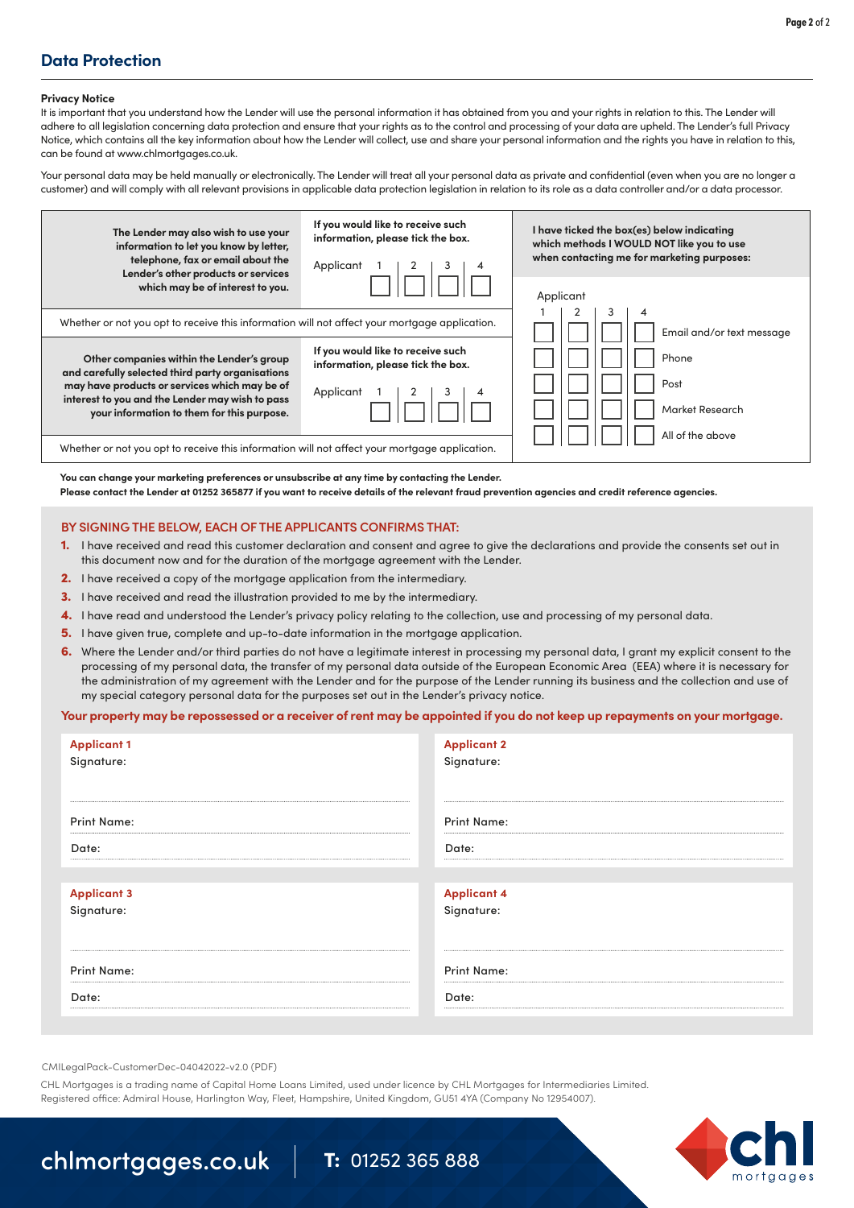## Data Protection

**Privacy Notice**

It is important that you understand how the Lender will use the personal information it has obtained from you and your rights in relation to this. The Lender will adhere to all legislation concerning data protection and ensure that your rights as to the control and processing of your data are upheld. The Lender's full Privacy Notice, which contains all the key information about how the Lender will collect, use and share your personal information and the rights you have in relation to this, can be found at www.chlmortgages.co.uk.

Your personal data may be held manually or electronically. The Lender will treat all your personal data as private and confidential (even when you are no longer a customer) and will comply with all relevant provisions in applicable data protection legislation in relation to its role as a data controller and/or a data processor.

| | | |
|---|---|---|
| **The Lender may also wish to use your information to let you know by letter, telephone, fax or email about the Lender's other products or services which may be of interest to you.** | **If you would like to receive such information, please tick the box.** Applicant 1 ☐ 2 ☐ 3 ☐ 4 ☐ | **I have ticked the box(es) below indicating which methods I WOULD NOT like you to use when contacting me for marketing purposes:** |
| Whether or not you opt to receive this information will not affect your mortgage application. | | Applicant 1 2 3 4 |
| **Other companies within the Lender's group and carefully selected third party organisations may have products or services which may be of interest to you and the Lender may wish to pass your information to them for this purpose.** | **If you would like to receive such information, please tick the box.** Applicant 1 ☐ 2 ☐ 3 ☐ 4 ☐ | ☐ ☐ ☐ ☐ Email and/or text message<br>☐ ☐ ☐ ☐ Phone<br>☐ ☐ ☐ ☐ Post<br>☐ ☐ ☐ ☐ Market Research<br>☐ ☐ ☐ ☐ All of the above |
| Whether or not you opt to receive this information will not affect your mortgage application. | | |

**You can change your marketing preferences or unsubscribe at any time by contacting the Lender.**
**Please contact the Lender at 01252 365877 if you want to receive details of the relevant fraud prevention agencies and credit reference agencies.**

### BY SIGNING THE BELOW, EACH OF THE APPLICANTS CONFIRMS THAT:

1. I have received and read this customer declaration and consent and agree to give the declarations and provide the consents set out in this document now and for the duration of the mortgage agreement with the Lender.
2. I have received a copy of the mortgage application from the intermediary.
3. I have received and read the illustration provided to me by the intermediary.
4. I have read and understood the Lender's privacy policy relating to the collection, use and processing of my personal data.
5. I have given true, complete and up-to-date information in the mortgage application.
6. Where the Lender and/or third parties do not have a legitimate interest in processing my personal data, I grant my explicit consent to the processing of my personal data, the transfer of my personal data outside of the European Economic Area (EEA) where it is necessary for the administration of my agreement with the Lender and for the purpose of the Lender running its business and the collection and use of my special category personal data for the purposes set out in the Lender's privacy notice.

**Your property may be repossessed or a receiver of rent may be appointed if you do not keep up repayments on your mortgage.**

| **Applicant 1** | **Applicant 2** |
|---|---|
| Signature: | Signature: |
| Print Name: | Print Name: |
| Date: | Date: |

| **Applicant 3** | **Applicant 4** |
|---|---|
| Signature: | Signature: |
| Print Name: | Print Name: |
| Date: | Date: |

CMILegalPack-CustomerDec-04042022-v2.0 (PDF)

CHL Mortgages is a trading name of Capital Home Loans Limited, used under licence by CHL Mortgages for Intermediaries Limited. Registered office: Admiral House, Harlington Way, Fleet, Hampshire, United Kingdom, GU51 4YA (Company No 12954007).

chlmortgages.co.uk | **T:** 01252 365 888

chl mortgages